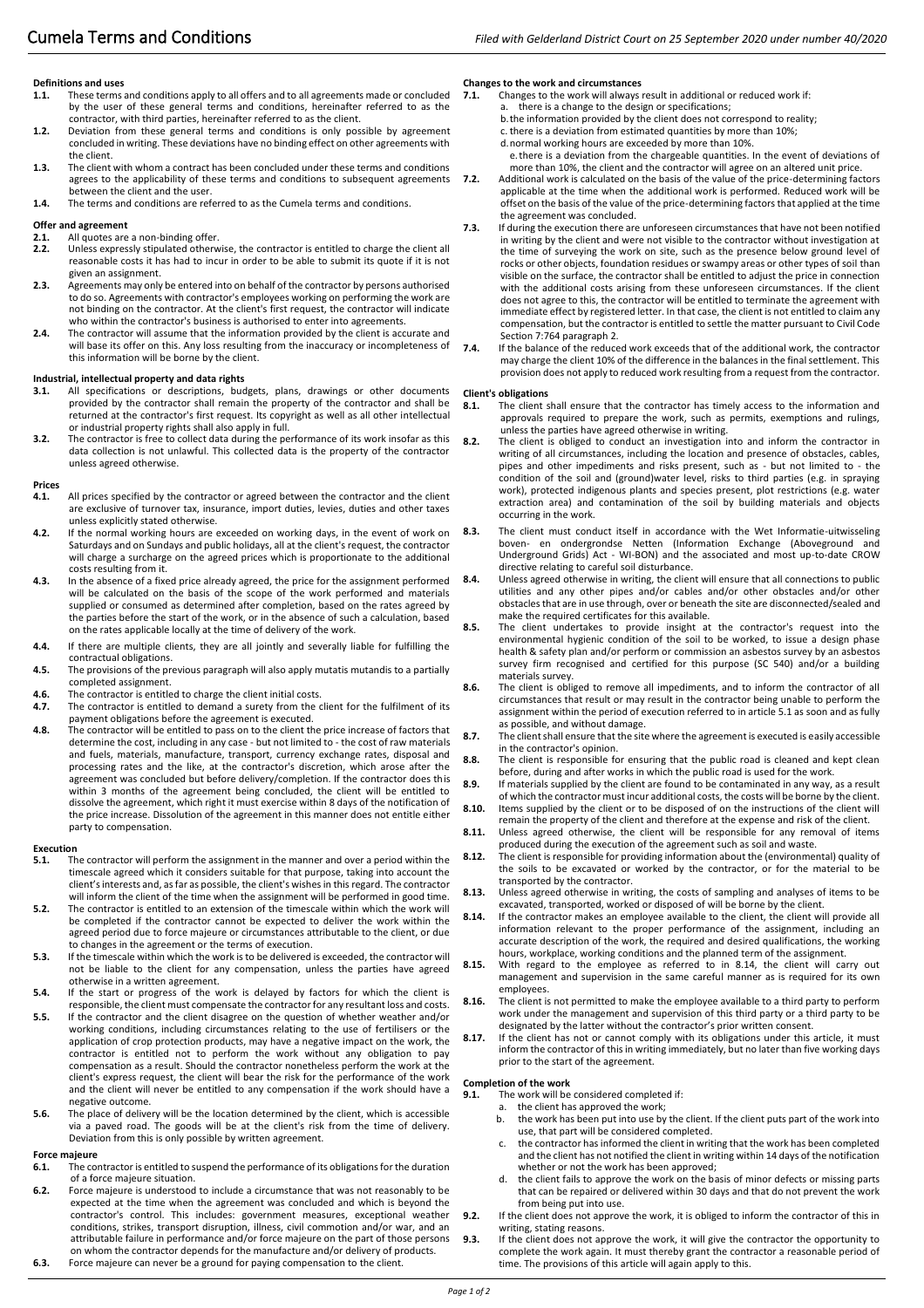# Cumela Terms and Conditions

*Filed with Gelderland District Court on 25 September 2020 under number 40/2020*

**Definitions and uses**

**1.1.** These terms and conditions apply to all offers and to all agreements made or concluded by the user of these general terms and conditions, hereinafter referred to as the contractor, with third parties, hereinafter referred to as the client.

**1.2.** Deviation from these general terms and conditions is only possible by agreement concluded in writing. These deviations have no binding effect on other agreements with the client.

**1.3.** The client with whom a contract has been concluded under these terms and conditions agrees to the applicability of these terms and conditions to subsequent agreements between the client and the user.

**1.4.** The terms and conditions are referred to as the Cumela terms and conditions.

**Offer and agreement**

**2.1.** All quotes are a non-binding offer.

**2.2.** Unless expressly stipulated otherwise, the contractor is entitled to charge the client all reasonable costs it has had to incur in order to be able to submit its quote if it is not given an assignment.

**2.3.** Agreements may only be entered into on behalf of the contractor by persons authorised to do so. Agreements with contractor's employees working on performing the work are not binding on the contractor. At the client's first request, the contractor will indicate who within the contractor's business is authorised to enter into agreements.

**2.4.** The contractor will assume that the information provided by the client is accurate and will base its offer on this. Any loss resulting from the inaccuracy or incompleteness of this information will be borne by the client.

**Industrial, intellectual property and data rights**

**3.1.** All specifications or descriptions, budgets, plans, drawings or other documents provided by the contractor shall remain the property of the contractor and shall be returned at the contractor's first request. Its copyright as well as all other intellectual or industrial property rights shall also apply in full.

**3.2.** The contractor is free to collect data during the performance of its work insofar as this data collection is not unlawful. This collected data is the property of the contractor unless agreed otherwise.

**Prices**

**4.1.** All prices specified by the contractor or agreed between the contractor and the client are exclusive of turnover tax, insurance, import duties, levies, duties and other taxes unless explicitly stated otherwise.

**4.2.** If the normal working hours are exceeded on working days, in the event of work on Saturdays and on Sundays and public holidays, all at the client's request, the contractor will charge a surcharge on the agreed prices which is proportionate to the additional costs resulting from it.

**4.3.** In the absence of a fixed price already agreed, the price for the assignment performed will be calculated on the basis of the scope of the work performed and materials supplied or consumed as determined after completion, based on the rates agreed by the parties before the start of the work, or in the absence of such a calculation, based on the rates applicable locally at the time of delivery of the work.

**4.4.** If there are multiple clients, they are all jointly and severally liable for fulfilling the contractual obligations.

**4.5.** The provisions of the previous paragraph will also apply mutatis mutandis to a partially completed assignment.

**4.6.** The contractor is entitled to charge the client initial costs.

**4.7.** The contractor is entitled to demand a surety from the client for the fulfilment of its payment obligations before the agreement is executed.

**4.8.** The contractor will be entitled to pass on to the client the price increase of factors that determine the cost, including in any case - but not limited to - the cost of raw materials and fuels, materials, manufacture, transport, currency exchange rates, disposal and processing rates and the like, at the contractor's discretion, which arose after the agreement was concluded but before delivery/completion. If the contractor does this within 3 months of the agreement being concluded, the client will be entitled to dissolve the agreement, which right it must exercise within 8 days of the notification of the price increase. Dissolution of the agreement in this manner does not entitle either party to compensation.

**Execution**

**5.1.** The contractor will perform the assignment in the manner and over a period within the timescale agreed which it considers suitable for that purpose, taking into account the client's interests and, as far as possible, the client's wishes in this regard. The contractor will inform the client of the time when the assignment will be performed in good time.

**5.2.** The contractor is entitled to an extension of the timescale within which the work will be completed if the contractor cannot be expected to deliver the work within the agreed period due to force majeure or circumstances attributable to the client, or due to changes in the agreement or the terms of execution.

**5.3.** If the timescale within which the work is to be delivered is exceeded, the contractor will not be liable to the client for any compensation, unless the parties have agreed otherwise in a written agreement.

**5.4.** If the start or progress of the work is delayed by factors for which the client is responsible, the client must compensate the contractor for any resultant loss and costs.

**5.5.** If the contractor and the client disagree on the question of whether weather and/or working conditions, including circumstances relating to the use of fertilisers or the application of crop protection products, may have a negative impact on the work, the contractor is entitled not to perform the work without any obligation to pay compensation as a result. Should the contractor nonetheless perform the work at the client's express request, the client will bear the risk for the performance of the work and the client will never be entitled to any compensation if the work should have a negative outcome.

**5.6.** The place of delivery will be the location determined by the client, which is accessible via a paved road. The goods will be at the client's risk from the time of delivery. Deviation from this is only possible by written agreement.

**Force majeure**

**6.1.** The contractor is entitled to suspend the performance of its obligations for the duration of a force majeure situation.

**6.2.** Force majeure is understood to include a circumstance that was not reasonably to be expected at the time when the agreement was concluded and which is beyond the contractor's control. This includes: government measures, exceptional weather conditions, strikes, transport disruption, illness, civil commotion and/or war, and an attributable failure in performance and/or force majeure on the part of those persons on whom the contractor depends for the manufacture and/or delivery of products.

**6.3.** Force majeure can never be a ground for paying compensation to the client.

**Changes to the work and circumstances**

**7.1.** Changes to the work will always result in additional or reduced work if:

a. there is a change to the design or specifications;
b. the information provided by the client does not correspond to reality;
c. there is a deviation from estimated quantities by more than 10%;
d. normal working hours are exceeded by more than 10%.
e. there is a deviation from the chargeable quantities. In the event of deviations of more than 10%, the client and the contractor will agree on an altered unit price.

**7.2.** Additional work is calculated on the basis of the value of the price-determining factors applicable at the time when the additional work is performed. Reduced work will be offset on the basis of the value of the price-determining factors that applied at the time the agreement was concluded.

**7.3.** If during the execution there are unforeseen circumstances that have not been notified in writing by the client and were not visible to the contractor without investigation at the time of surveying the work on site, such as the presence below ground level of rocks or other objects, foundation residues or swampy areas or other types of soil than visible on the surface, the contractor shall be entitled to adjust the price in connection with the additional costs arising from these unforeseen circumstances. If the client does not agree to this, the contractor will be entitled to terminate the agreement with immediate effect by registered letter. In that case, the client is not entitled to claim any compensation, but the contractor is entitled to settle the matter pursuant to Civil Code Section 7:764 paragraph 2.

**7.4.** If the balance of the reduced work exceeds that of the additional work, the contractor may charge the client 10% of the difference in the balances in the final settlement. This provision does not apply to reduced work resulting from a request from the contractor.

**Client's obligations**

**8.1.** The client shall ensure that the contractor has timely access to the information and approvals required to prepare the work, such as permits, exemptions and rulings, unless the parties have agreed otherwise in writing.

**8.2.** The client is obliged to conduct an investigation into and inform the contractor in writing of all circumstances, including the location and presence of obstacles, cables, pipes and other impediments and risks present, such as - but not limited to - the condition of the soil and (ground)water level, risks to third parties (e.g. in spraying work), protected indigenous plants and species present, plot restrictions (e.g. water extraction area) and contamination of the soil by building materials and objects occurring in the work.

**8.3.** The client must conduct itself in accordance with the Wet Informatie-uitwisseling boven- en ondergrondse Netten (Information Exchange (Aboveground and Underground Grids) Act - WI-BON) and the associated and most up-to-date CROW directive relating to careful soil disturbance.

**8.4.** Unless agreed otherwise in writing, the client will ensure that all connections to public utilities and any other pipes and/or cables and/or other obstacles and/or other obstacles that are in use through, over or beneath the site are disconnected/sealed and make the required certificates for this available.

**8.5.** The client undertakes to provide insight at the contractor's request into the environmental hygienic condition of the soil to be worked, to issue a design phase health & safety plan and/or perform or commission an asbestos survey by an asbestos survey firm recognised and certified for this purpose (SC 540) and/or a building materials survey.

**8.6.** The client is obliged to remove all impediments, and to inform the contractor of all circumstances that result or may result in the contractor being unable to perform the assignment within the period of execution referred to in article 5.1 as soon and as fully as possible, and without damage.

**8.7.** The client shall ensure that the site where the agreement is executed is easily accessible in the contractor's opinion.

**8.8.** The client is responsible for ensuring that the public road is cleaned and kept clean before, during and after works in which the public road is used for the work.

**8.9.** If materials supplied by the client are found to be contaminated in any way, as a result of which the contractor must incur additional costs, the costs will be borne by the client.

**8.10.** Items supplied by the client or to be disposed of on the instructions of the client will remain the property of the client and therefore at the expense and risk of the client.

**8.11.** Unless agreed otherwise, the client will be responsible for any removal of items produced during the execution of the agreement such as soil and waste.

**8.12.** The client is responsible for providing information about the (environmental) quality of the soils to be excavated or worked by the contractor, or for the material to be transported by the contractor.

**8.13.** Unless agreed otherwise in writing, the costs of sampling and analyses of items to be excavated, transported, worked or disposed of will be borne by the client.

**8.14.** If the contractor makes an employee available to the client, the client will provide all information relevant to the proper performance of the assignment, including an accurate description of the work, the required and desired qualifications, the working hours, workplace, working conditions and the planned term of the assignment.

**8.15.** With regard to the employee as referred to in 8.14, the client will carry out management and supervision in the same careful manner as is required for its own employees.

**8.16.** The client is not permitted to make the employee available to a third party to perform work under the management and supervision of this third party or a third party to be designated by the latter without the contractor's prior written consent.

**8.17.** If the client has not or cannot comply with its obligations under this article, it must inform the contractor of this in writing immediately, but no later than five working days prior to the start of the agreement.

**Completion of the work**

**9.1.** The work will be considered completed if:

a. the client has approved the work;
b. the work has been put into use by the client. If the client puts part of the work into use, that part will be considered completed.
c. the contractor has informed the client in writing that the work has been completed and the client has not notified the client in writing within 14 days of the notification whether or not the work has been approved;
d. the client fails to approve the work on the basis of minor defects or missing parts that can be repaired or delivered within 30 days and that do not prevent the work from being put into use.

**9.2.** If the client does not approve the work, it is obliged to inform the contractor of this in writing, stating reasons.

**9.3.** If the client does not approve the work, it will give the contractor the opportunity to complete the work again. It must thereby grant the contractor a reasonable period of time. The provisions of this article will again apply to this.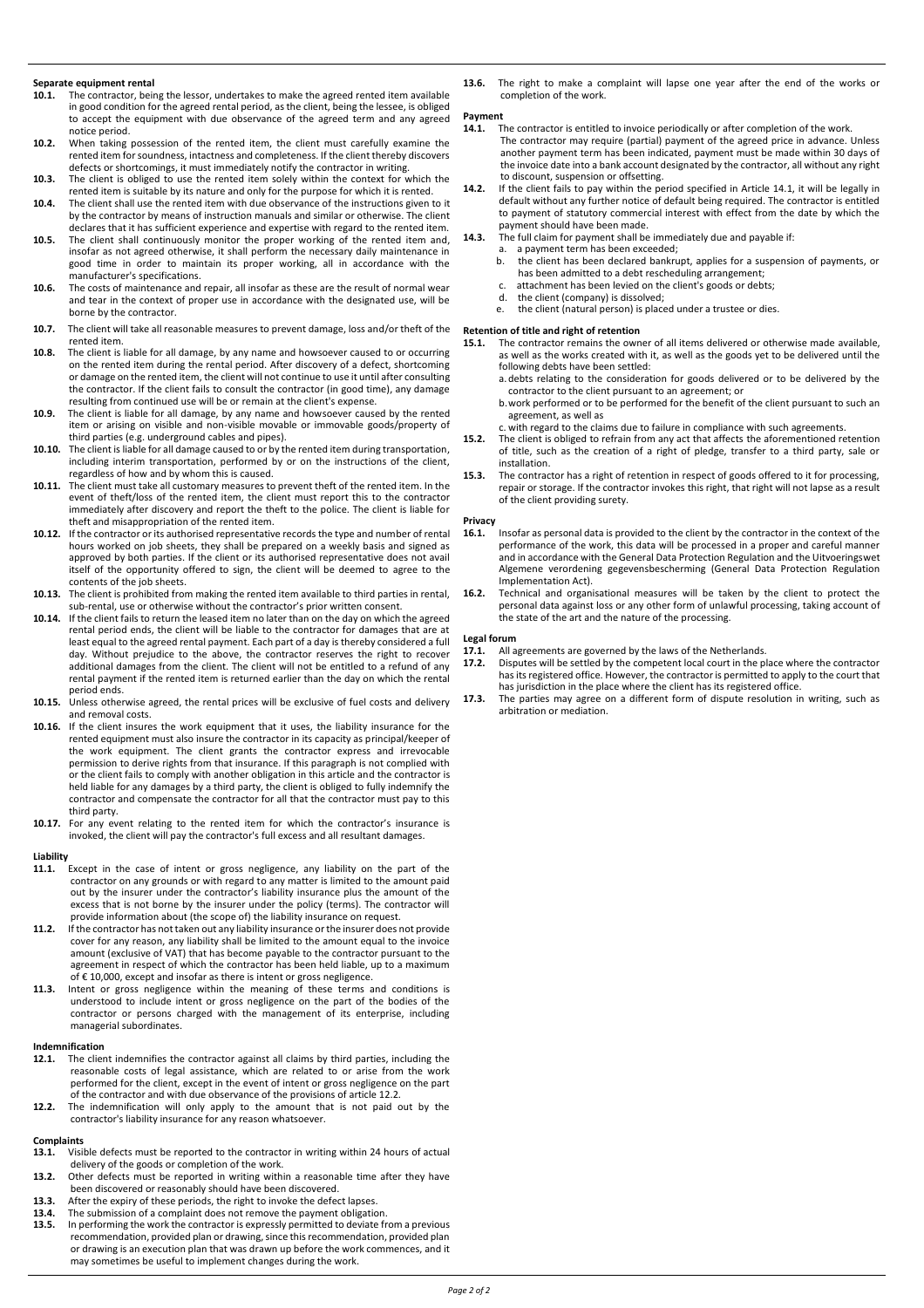**Separate equipment rental**

**10.1.** The contractor, being the lessor, undertakes to make the agreed rented item available in good condition for the agreed rental period, as the client, being the lessee, is obliged to accept the equipment with due observance of the agreed term and any agreed notice period.

**10.2.** When taking possession of the rented item, the client must carefully examine the rented item for soundness, intactness and completeness. If the client thereby discovers defects or shortcomings, it must immediately notify the contractor in writing.

**10.3.** The client is obliged to use the rented item solely within the context for which the rented item is suitable by its nature and only for the purpose for which it is rented.

**10.4.** The client shall use the rented item with due observance of the instructions given to it by the contractor by means of instruction manuals and similar or otherwise. The client declares that it has sufficient experience and expertise with regard to the rented item.

**10.5.** The client shall continuously monitor the proper working of the rented item and, insofar as not agreed otherwise, it shall perform the necessary daily maintenance in good time in order to maintain its proper working, all in accordance with the manufacturer's specifications.

**10.6.** The costs of maintenance and repair, all insofar as these are the result of normal wear and tear in the context of proper use in accordance with the designated use, will be borne by the contractor.

**10.7.** The client will take all reasonable measures to prevent damage, loss and/or theft of the rented item.

**10.8.** The client is liable for all damage, by any name and howsoever caused to or occurring on the rented item during the rental period. After discovery of a defect, shortcoming or damage on the rented item, the client will not continue to use it until after consulting the contractor. If the client fails to consult the contractor (in good time), any damage resulting from continued use will be or remain at the client's expense.

**10.9.** The client is liable for all damage, by any name and howsoever caused by the rented item or arising on visible and non-visible movable or immovable goods/property of third parties (e.g. underground cables and pipes).

**10.10.** The client is liable for all damage caused to or by the rented item during transportation, including interim transportation, performed by or on the instructions of the client, regardless of how and by whom this is caused.

**10.11.** The client must take all customary measures to prevent theft of the rented item. In the event of theft/loss of the rented item, the client must report this to the contractor immediately after discovery and report the theft to the police. The client is liable for theft and misappropriation of the rented item.

**10.12.** If the contractor or its authorised representative records the type and number of rental hours worked on job sheets, they shall be prepared on a weekly basis and signed as approved by both parties. If the client or its authorised representative does not avail itself of the opportunity offered to sign, the client will be deemed to agree to the contents of the job sheets.

**10.13.** The client is prohibited from making the rented item available to third parties in rental, sub-rental, use or otherwise without the contractor's prior written consent.

**10.14.** If the client fails to return the leased item no later than on the day on which the agreed rental period ends, the client will be liable to the contractor for damages that are at least equal to the agreed rental payment. Each part of a day is thereby considered a full day. Without prejudice to the above, the contractor reserves the right to recover additional damages from the client. The client will not be entitled to a refund of any rental payment if the rented item is returned earlier than the day on which the rental period ends.

**10.15.** Unless otherwise agreed, the rental prices will be exclusive of fuel costs and delivery and removal costs.

**10.16.** If the client insures the work equipment that it uses, the liability insurance for the rented equipment must also insure the contractor in its capacity as principal/keeper of the work equipment. The client grants the contractor express and irrevocable permission to derive rights from that insurance. If this paragraph is not complied with or the client fails to comply with another obligation in this article and the contractor is held liable for any damages by a third party, the client is obliged to fully indemnify the contractor and compensate the contractor for all that the contractor must pay to this third party.

**10.17.** For any event relating to the rented item for which the contractor's insurance is invoked, the client will pay the contractor's full excess and all resultant damages.

**Liability**

**11.1.** Except in the case of intent or gross negligence, any liability on the part of the contractor on any grounds or with regard to any matter is limited to the amount paid out by the insurer under the contractor's liability insurance plus the amount of the excess that is not borne by the insurer under the policy (terms). The contractor will provide information about (the scope of) the liability insurance on request.

**11.2.** If the contractor has not taken out any liability insurance or the insurer does not provide cover for any reason, any liability shall be limited to the amount equal to the invoice amount (exclusive of VAT) that has become payable to the contractor pursuant to the agreement in respect of which the contractor has been held liable, up to a maximum of € 10,000, except and insofar as there is intent or gross negligence.

**11.3.** Intent or gross negligence within the meaning of these terms and conditions is understood to include intent or gross negligence on the part of the bodies of the contractor or persons charged with the management of its enterprise, including managerial subordinates.

**Indemnification**

**12.1.** The client indemnifies the contractor against all claims by third parties, including the reasonable costs of legal assistance, which are related to or arise from the work performed for the client, except in the event of intent or gross negligence on the part of the contractor and with due observance of the provisions of article 12.2.

**12.2.** The indemnification will only apply to the amount that is not paid out by the contractor's liability insurance for any reason whatsoever.

**Complaints**

**13.1.** Visible defects must be reported to the contractor in writing within 24 hours of actual delivery of the goods or completion of the work.

**13.2.** Other defects must be reported in writing within a reasonable time after they have been discovered or reasonably should have been discovered.

**13.3.** After the expiry of these periods, the right to invoke the defect lapses.

**13.4.** The submission of a complaint does not remove the payment obligation.

**13.5.** In performing the work the contractor is expressly permitted to deviate from a previous recommendation, provided plan or drawing, since this recommendation, provided plan or drawing is an execution plan that was drawn up before the work commences, and it may sometimes be useful to implement changes during the work.

**13.6.** The right to make a complaint will lapse one year after the end of the works or completion of the work.

**Payment**

**14.1.** The contractor is entitled to invoice periodically or after completion of the work. The contractor may require (partial) payment of the agreed price in advance. Unless another payment term has been indicated, payment must be made within 30 days of the invoice date into a bank account designated by the contractor, all without any right to discount, suspension or offsetting.

**14.2.** If the client fails to pay within the period specified in Article 14.1, it will be legally in default without any further notice of default being required. The contractor is entitled to payment of statutory commercial interest with effect from the date by which the payment should have been made.

**14.3.** The full claim for payment shall be immediately due and payable if:

a. a payment term has been exceeded;
b. the client has been declared bankrupt, applies for a suspension of payments, or has been admitted to a debt rescheduling arrangement;
c. attachment has been levied on the client's goods or debts;
d. the client (company) is dissolved;
e. the client (natural person) is placed under a trustee or dies.

**Retention of title and right of retention**

**15.1.** The contractor remains the owner of all items delivered or otherwise made available, as well as the works created with it, as well as the goods yet to be delivered until the following debts have been settled:

a. debts relating to the consideration for goods delivered or to be delivered by the contractor to the client pursuant to an agreement; or
b. work performed or to be performed for the benefit of the client pursuant to such an agreement, as well as
c. with regard to the claims due to failure in compliance with such agreements.

**15.2.** The client is obliged to refrain from any act that affects the aforementioned retention of title, such as the creation of a right of pledge, transfer to a third party, sale or installation.

**15.3.** The contractor has a right of retention in respect of goods offered to it for processing, repair or storage. If the contractor invokes this right, that right will not lapse as a result of the client providing surety.

**Privacy**

**16.1.** Insofar as personal data is provided to the client by the contractor in the context of the performance of the work, this data will be processed in a proper and careful manner and in accordance with the General Data Protection Regulation and the Uitvoeringswet Algemene verordening gegevensbescherming (General Data Protection Regulation Implementation Act).

**16.2.** Technical and organisational measures will be taken by the client to protect the personal data against loss or any other form of unlawful processing, taking account of the state of the art and the nature of the processing.

**Legal forum**

**17.1.** All agreements are governed by the laws of the Netherlands.

**17.2.** Disputes will be settled by the competent local court in the place where the contractor has its registered office. However, the contractor is permitted to apply to the court that has jurisdiction in the place where the client has its registered office.

**17.3.** The parties may agree on a different form of dispute resolution in writing, such as arbitration or mediation.